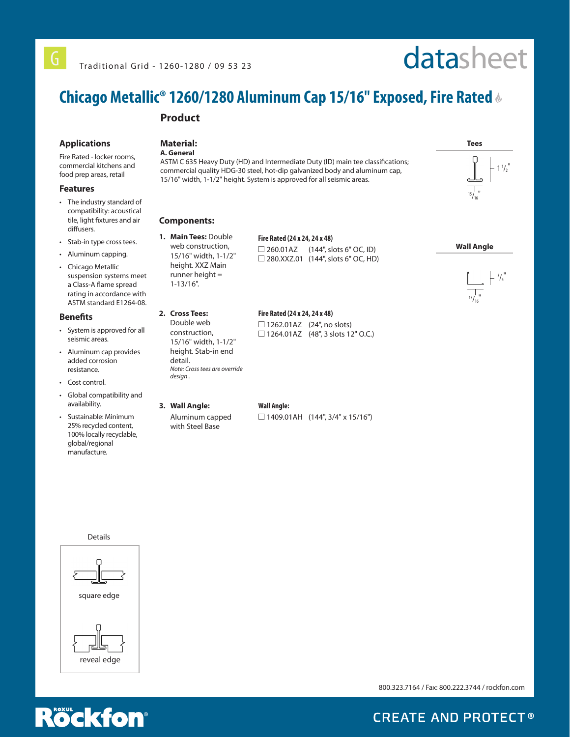G

Traditional Grid - 1260-1280 / 09 53 23

datasheet

# Chicago Metallic® 1260/1280 Aluminum Cap 15/16" Exposed, Fire Rated

## Product

### Applications

Fire Rated - locker rooms, commercial kitchens and food prep areas, retail

### Features

- The industry standard of compatibility: acoustical tile, light fixtures and air diffusers.
- Stab-in type cross tees.
- Aluminum capping.
- Chicago Metallic suspension systems meet a Class-A flame spread rating in accordance with ASTM standard E1264-08.

### Benefits

- System is approved for all seismic areas.
- Aluminum cap provides added corrosion resistance.
- Cost control.
- Global compatibility and availability.
- Sustainable: Minimum 25% recycled content, 100% locally recyclable, global/regional manufacture.

### Material:

**A. General**

ASTM C 635 Heavy Duty (HD) and Intermediate Duty (ID) main tee classifications; commercial quality HDG-30 steel, hot-dip galvanized body and aluminum cap, 15/16" width, 1-1/2" height. System is approved for all seismic areas.

### Components:

1. **Main Tees:** Double web construction, 15/16" width, 1-1/2" height. XXZ Main runner height = 1-13/16".

   **Fire Rated (24 x 24, 24 x 48)**
   - ☐ 260.01AZ (144", slots 6" OC, ID)
   - ☐ 280.XXZ.01 (144", slots 6" OC, HD)

2. **Cross Tees:** Double web construction, 15/16" width, 1-1/2" height. Stab-in end detail.
   *Note: Cross tees are override design .*

   **Fire Rated (24 x 24, 24 x 48)**
   - ☐ 1262.01AZ (24", no slots)
   - ☐ 1264.01AZ (48", 3 slots 12" O.C.)

3. **Wall Angle:** Aluminum capped with Steel Base

   **Wall Angle:**
   - ☐ 1409.01AH (144", 3/4" x 15/16")

**Tees**

1 1/2"

15/16"

**Wall Angle**

3/4"

15/16"

Details

square edge

reveal edge

800.323.7164 / Fax: 800.222.3744 / rockfon.com

ROXUL Rockfon®

CREATE AND PROTECT®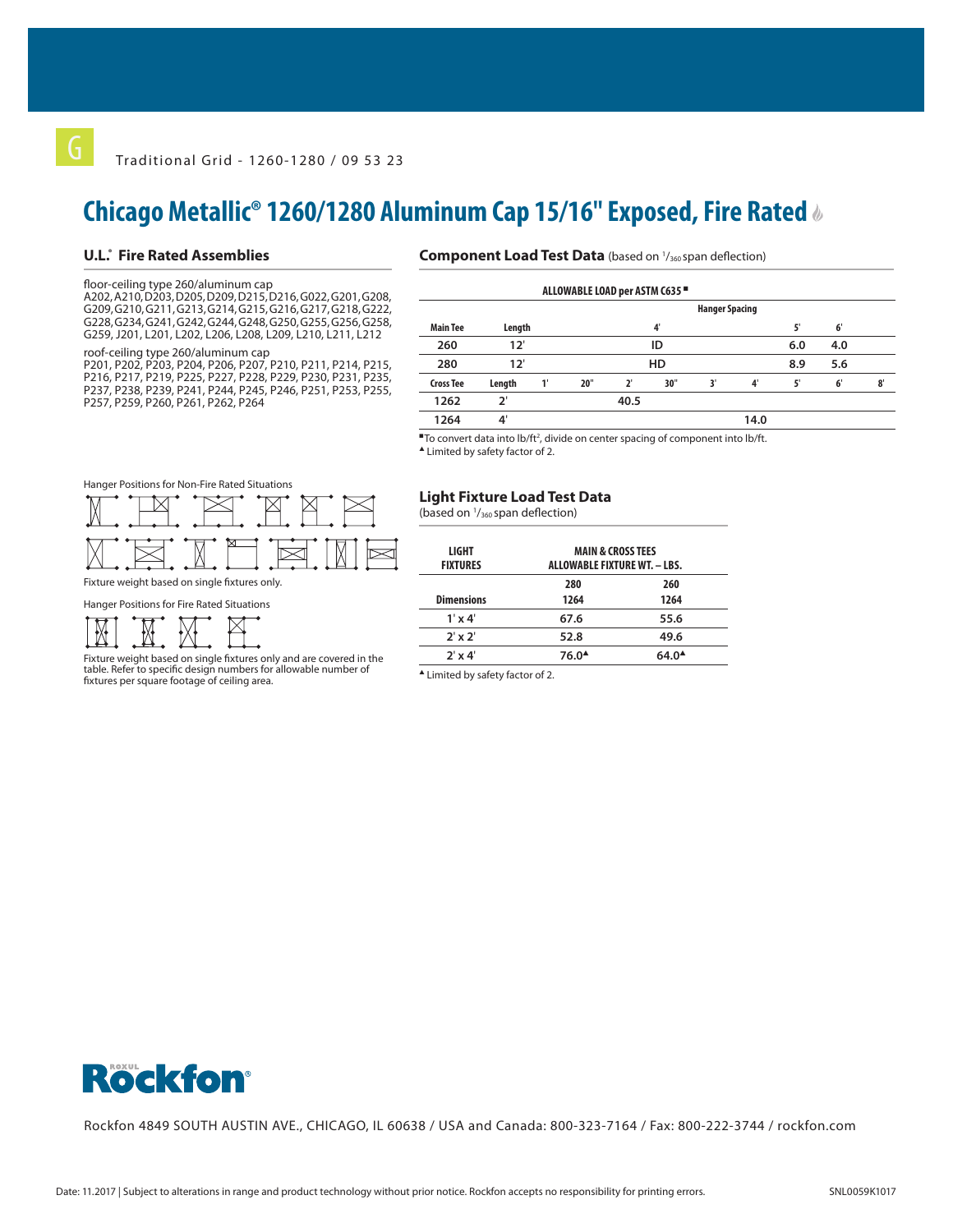# Chicago Metallic® 1260/1280 Aluminum Cap 15/16" Exposed, Fire Rated

## U.L.® Fire Rated Assemblies

floor-ceiling type 260/aluminum cap
A202, A210, D203, D205, D209, D215, D216, G022, G201, G208, G209, G210, G211, G213, G214, G215, G216, G217, G218, G222, G228, G234, G241, G242, G244, G248, G250, G255, G256, G258, G259, J201, L201, L202, L206, L208, L209, L210, L211, L212

roof-ceiling type 260/aluminum cap
P201, P202, P203, P204, P206, P207, P210, P211, P214, P215, P216, P217, P219, P225, P227, P228, P229, P230, P231, P235, P237, P238, P239, P241, P244, P245, P246, P251, P253, P255, P257, P259, P260, P261, P262, P264

Hanger Positions for Non-Fire Rated Situations

Fixture weight based on single fixtures only.

Hanger Positions for Fire Rated Situations

Fixture weight based on single fixtures only and are covered in the table. Refer to specific design numbers for allowable number of fixtures per square footage of ceiling area.

## Component Load Test Data (based on 1/360 span deflection)

| ALLOWABLE LOAD per ASTM C635 ■ | | | | | | | | | | |
|---|---|---|---|---|---|---|---|---|---|---|
| | | Hanger Spacing | | | | | | | | |
| **Main Tee** | **Length** | | | | 4' | | | 5' | 6' | |
| 260 | 12' | | | | ID | | | 6.0 | 4.0 | |
| 280 | 12' | | | | HD | | | 8.9 | 5.6 | |
| **Cross Tee** | **Length** | 1' | 20" | 2' | 30" | 3' | 4' | 5' | 6' | 8' |
| 1262 | 2' | | | 40.5 | | | | | | |
| 1264 | 4' | | | | | | 14.0 | | | |

■ To convert data into lb/ft², divide on center spacing of component into lb/ft.
▲ Limited by safety factor of 2.

## Light Fixture Load Test Data

(based on 1/360 span deflection)

| LIGHT FIXTURES | MAIN & CROSS TEES ALLOWABLE FIXTURE WT. – LBS. | |
|---|---|---|
| | 280 | 260 |
| **Dimensions** | 1264 | 1264 |
| 1' x 4' | 67.6 | 55.6 |
| 2' x 2' | 52.8 | 49.6 |
| 2' x 4' | 76.0▲ | 64.0▲ |

▲ Limited by safety factor of 2.

Rockfon 4849 SOUTH AUSTIN AVE., CHICAGO, IL 60638 / USA and Canada: 800-323-7164 / Fax: 800-222-3744 / rockfon.com

Date: 11.2017 | Subject to alterations in range and product technology without prior notice. Rockfon accepts no responsibility for printing errors.

SNL0059K1017